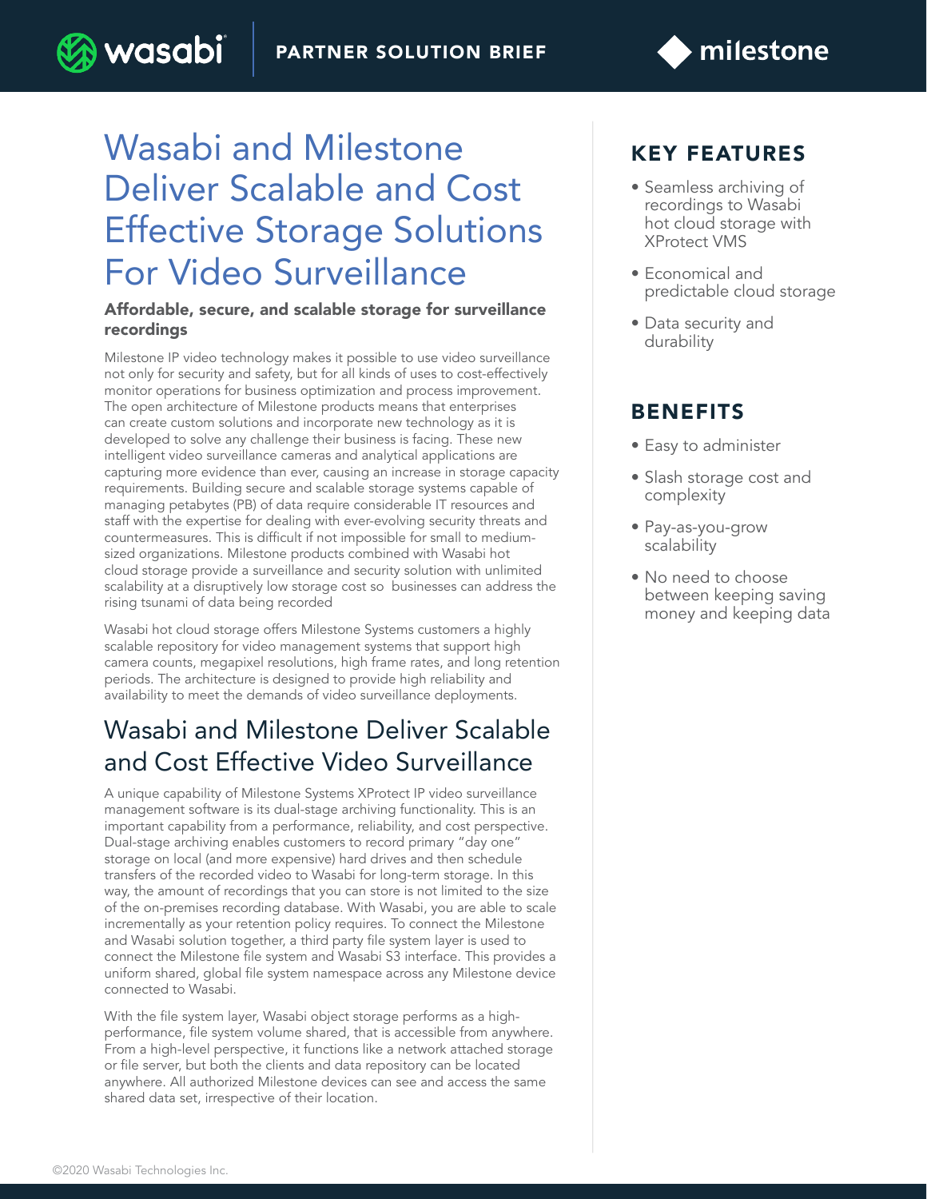PARTNER SOLUTION BRIEF

# Wasabi and Milestone Deliver Scalable and Cost Effective Storage Solutions For Video Surveillance

### Affordable, secure, and scalable storage for surveillance recordings

Milestone IP video technology makes it possible to use video surveillance not only for security and safety, but for all kinds of uses to cost-effectively monitor operations for business optimization and process improvement. The open architecture of Milestone products means that enterprises can create custom solutions and incorporate new technology as it is developed to solve any challenge their business is facing. These new intelligent video surveillance cameras and analytical applications are capturing more evidence than ever, causing an increase in storage capacity requirements. Building secure and scalable storage systems capable of managing petabytes (PB) of data require considerable IT resources and staff with the expertise for dealing with ever-evolving security threats and countermeasures. This is difficult if not impossible for small to medium-sized organizations. Milestone products combined with Wasabi hot cloud storage provide a surveillance and security solution with unlimited scalability at a disruptively low storage cost so businesses can address the rising tsunami of data being recorded

Wasabi hot cloud storage offers Milestone Systems customers a highly scalable repository for video management systems that support high camera counts, megapixel resolutions, high frame rates, and long retention periods. The architecture is designed to provide high reliability and availability to meet the demands of video surveillance deployments.

## Wasabi and Milestone Deliver Scalable and Cost Effective Video Surveillance

A unique capability of Milestone Systems XProtect IP video surveillance management software is its dual-stage archiving functionality. This is an important capability from a performance, reliability, and cost perspective. Dual-stage archiving enables customers to record primary "day one" storage on local (and more expensive) hard drives and then schedule transfers of the recorded video to Wasabi for long-term storage. In this way, the amount of recordings that you can store is not limited to the size of the on-premises recording database. With Wasabi, you are able to scale incrementally as your retention policy requires. To connect the Milestone and Wasabi solution together, a third party file system layer is used to connect the Milestone file system and Wasabi S3 interface. This provides a uniform shared, global file system namespace across any Milestone device connected to Wasabi.

With the file system layer, Wasabi object storage performs as a high-performance, file system volume shared, that is accessible from anywhere. From a high-level perspective, it functions like a network attached storage or file server, but both the clients and data repository can be located anywhere. All authorized Milestone devices can see and access the same shared data set, irrespective of their location.

## KEY FEATURES

- Seamless archiving of recordings to Wasabi hot cloud storage with XProtect VMS
- Economical and predictable cloud storage
- Data security and durability

## BENEFITS

- Easy to administer
- Slash storage cost and complexity
- Pay-as-you-grow scalability
- No need to choose between keeping saving money and keeping data

©2020 Wasabi Technologies Inc.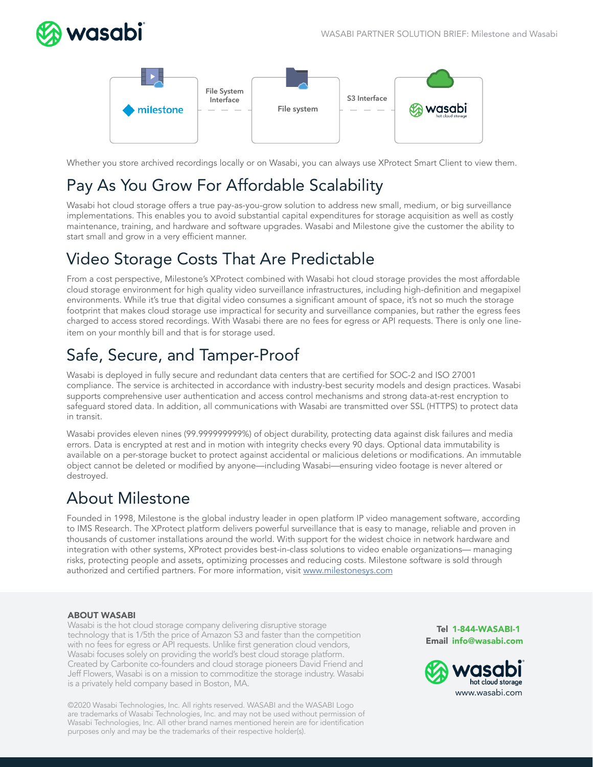milestone

File System Interface

File system

S3 Interface

wasabi hot cloud storage

Whether you store archived recordings locally or on Wasabi, you can always use XProtect Smart Client to view them.

## Pay As You Grow For Affordable Scalability

Wasabi hot cloud storage offers a true pay-as-you-grow solution to address new small, medium, or big surveillance implementations. This enables you to avoid substantial capital expenditures for storage acquisition as well as costly maintenance, training, and hardware and software upgrades. Wasabi and Milestone give the customer the ability to start small and grow in a very efficient manner.

## Video Storage Costs That Are Predictable

From a cost perspective, Milestone's XProtect combined with Wasabi hot cloud storage provides the most affordable cloud storage environment for high quality video surveillance infrastructures, including high-definition and megapixel environments. While it's true that digital video consumes a significant amount of space, it's not so much the storage footprint that makes cloud storage use impractical for security and surveillance companies, but rather the egress fees charged to access stored recordings. With Wasabi there are no fees for egress or API requests. There is only one line-item on your monthly bill and that is for storage used.

## Safe, Secure, and Tamper-Proof

Wasabi is deployed in fully secure and redundant data centers that are certified for SOC-2 and ISO 27001 compliance. The service is architected in accordance with industry-best security models and design practices. Wasabi supports comprehensive user authentication and access control mechanisms and strong data-at-rest encryption to safeguard stored data. In addition, all communications with Wasabi are transmitted over SSL (HTTPS) to protect data in transit.

Wasabi provides eleven nines (99.999999999%) of object durability, protecting data against disk failures and media errors. Data is encrypted at rest and in motion with integrity checks every 90 days. Optional data immutability is available on a per-storage bucket to protect against accidental or malicious deletions or modifications. An immutable object cannot be deleted or modified by anyone—including Wasabi—ensuring video footage is never altered or destroyed.

## About Milestone

Founded in 1998, Milestone is the global industry leader in open platform IP video management software, according to IMS Research. The XProtect platform delivers powerful surveillance that is easy to manage, reliable and proven in thousands of customer installations around the world. With support for the widest choice in network hardware and integration with other systems, XProtect provides best-in-class solutions to video enable organizations— managing risks, protecting people and assets, optimizing processes and reducing costs. Milestone software is sold through authorized and certified partners. For more information, visit www.milestonesys.com

**ABOUT WASABI**

Wasabi is the hot cloud storage company delivering disruptive storage technology that is 1/5th the price of Amazon S3 and faster than the competition with no fees for egress or API requests. Unlike first generation cloud vendors, Wasabi focuses solely on providing the world's best cloud storage platform. Created by Carbonite co-founders and cloud storage pioneers David Friend and Jeff Flowers, Wasabi is on a mission to commoditize the storage industry. Wasabi is a privately held company based in Boston, MA.

©2020 Wasabi Technologies, Inc. All rights reserved. WASABI and the WASABI Logo are trademarks of Wasabi Technologies, Inc. and may not be used without permission of Wasabi Technologies, Inc. All other brand names mentioned herein are for identification purposes only and may be the trademarks of their respective holder(s).

**Tel** 1-844-WASABI-1
**Email** info@wasabi.com

wasabi hot cloud storage
www.wasabi.com